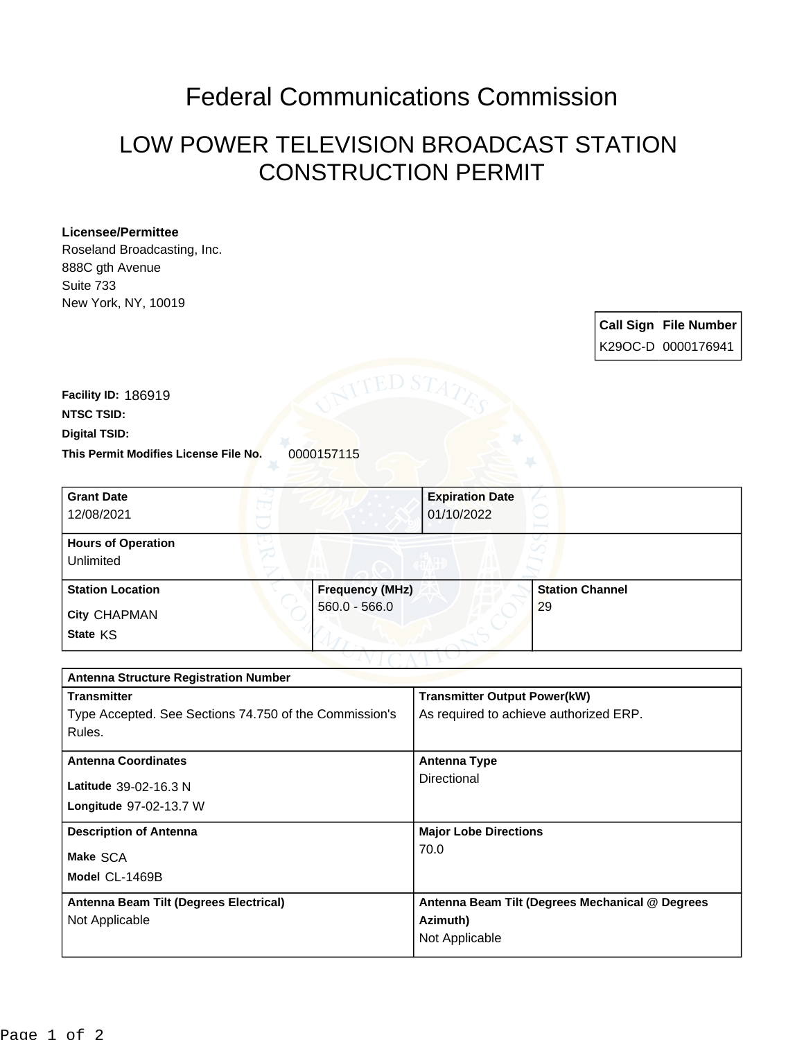# Federal Communications Commission

## LOW POWER TELEVISION BROADCAST STATION CONSTRUCTION PERMIT

**Licensee/Permittee**
Roseland Broadcasting, Inc.
888C gth Avenue
Suite 733
New York, NY, 10019

| Call Sign | File Number |
| --- | --- |
| K29OC-D | 0000176941 |

**Facility ID:** 186919
**NTSC TSID:**
**Digital TSID:**
**This Permit Modifies License File No.** 0000157115

| Grant Date | Expiration Date |
| --- | --- |
| 12/08/2021 | 01/10/2022 |

| Hours of Operation |
| --- |
| Unlimited |

| Station Location | Frequency (MHz) | Station Channel |
| --- | --- | --- |
| City CHAPMAN<br>State KS | 560.0 - 566.0 | 29 |

| Antenna Structure Registration Number | |
| --- | --- |
| **Transmitter**<br>Type Accepted. See Sections 74.750 of the Commission's Rules. | **Transmitter Output Power(kW)**<br>As required to achieve authorized ERP. |
| **Antenna Coordinates**<br>Latitude 39-02-16.3 N<br>Longitude 97-02-13.7 W | **Antenna Type**<br>Directional |
| **Description of Antenna**<br>Make SCA<br>Model CL-1469B | **Major Lobe Directions**<br>70.0 |
| **Antenna Beam Tilt (Degrees Electrical)**<br>Not Applicable | **Antenna Beam Tilt (Degrees Mechanical @ Degrees Azimuth)**<br>Not Applicable |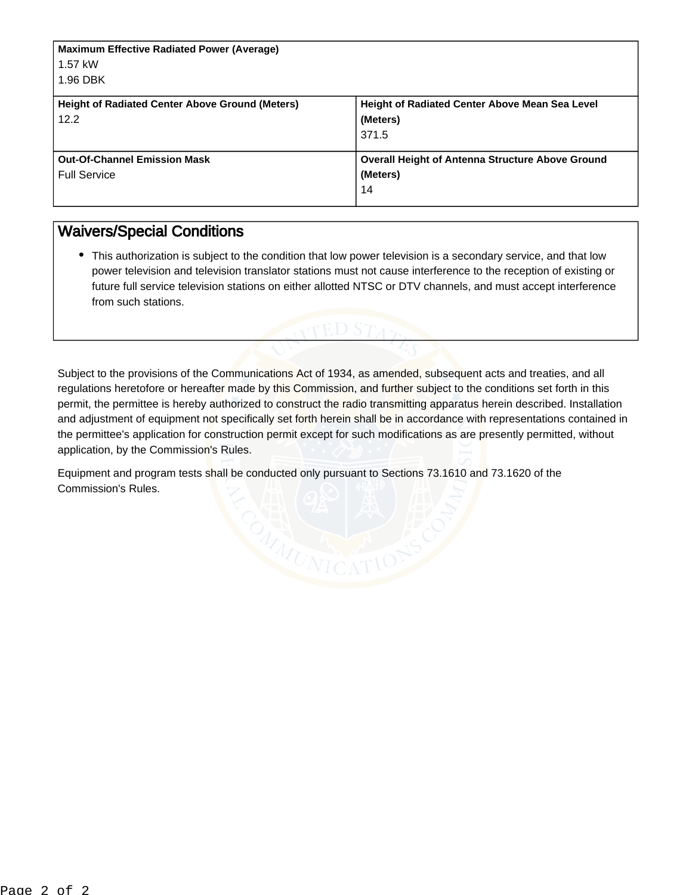| | |
|---|---|
| **Maximum Effective Radiated Power (Average)**<br>1.57 kW<br>1.96 DBK | |
| **Height of Radiated Center Above Ground (Meters)**<br>12.2 | **Height of Radiated Center Above Mean Sea Level (Meters)**<br>371.5 |
| **Out-Of-Channel Emission Mask**<br>Full Service | **Overall Height of Antenna Structure Above Ground (Meters)**<br>14 |

## Waivers/Special Conditions

- This authorization is subject to the condition that low power television is a secondary service, and that low power television and television translator stations must not cause interference to the reception of existing or future full service television stations on either allotted NTSC or DTV channels, and must accept interference from such stations.

Subject to the provisions of the Communications Act of 1934, as amended, subsequent acts and treaties, and all regulations heretofore or hereafter made by this Commission, and further subject to the conditions set forth in this permit, the permittee is hereby authorized to construct the radio transmitting apparatus herein described. Installation and adjustment of equipment not specifically set forth herein shall be in accordance with representations contained in the permittee's application for construction permit except for such modifications as are presently permitted, without application, by the Commission's Rules.

Equipment and program tests shall be conducted only pursuant to Sections 73.1610 and 73.1620 of the Commission's Rules.